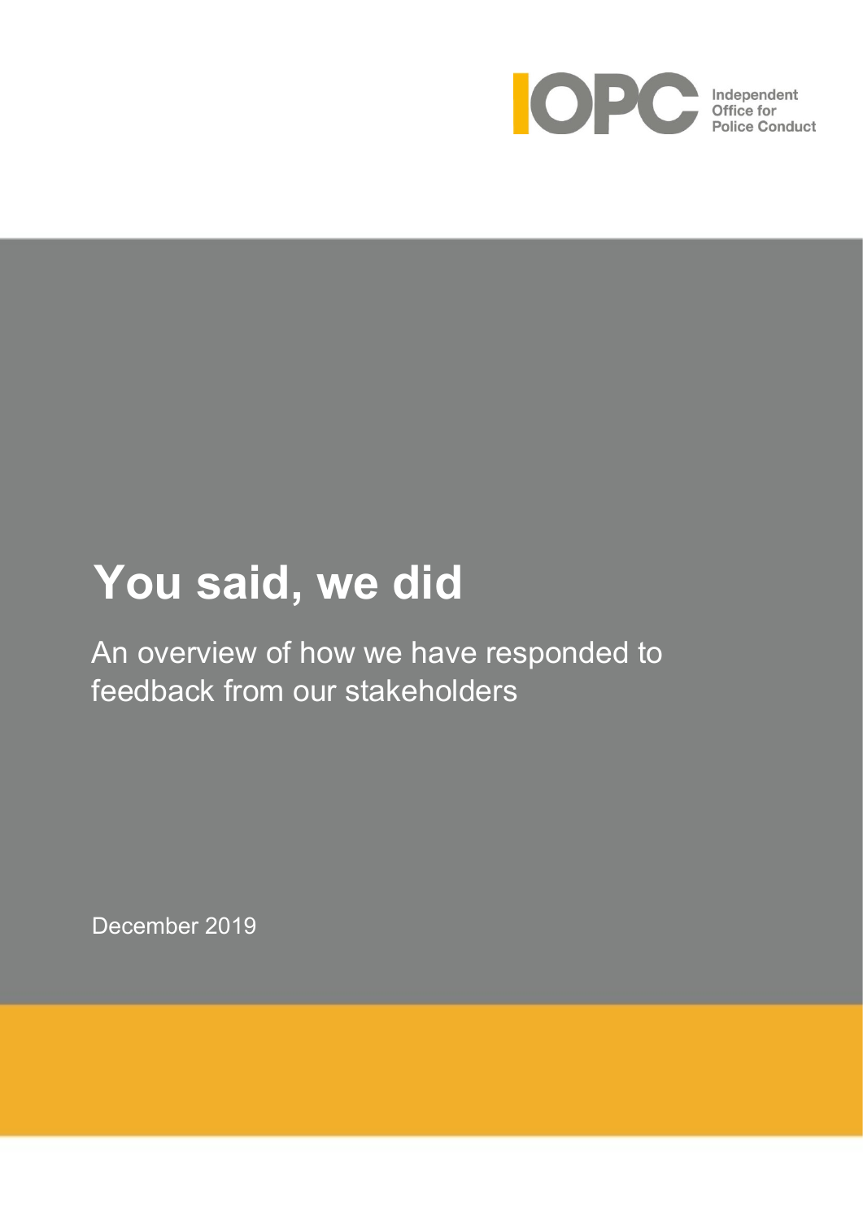IOPC Independent Office for Police Conduct

# You said, we did

An overview of how we have responded to feedback from our stakeholders

December 2019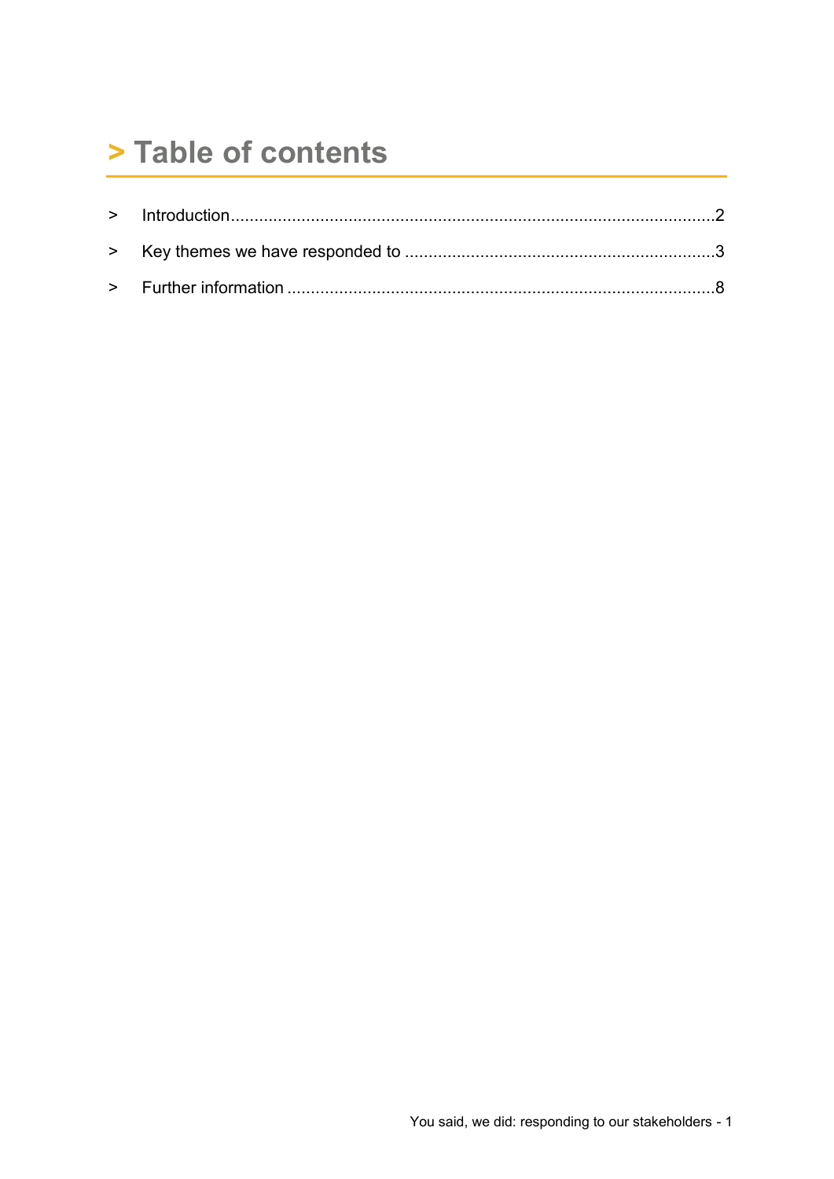# > Table of contents

- > Introduction ........................................................................................................2
- > Key themes we have responded to ..................................................................3
- > Further information ..........................................................................................8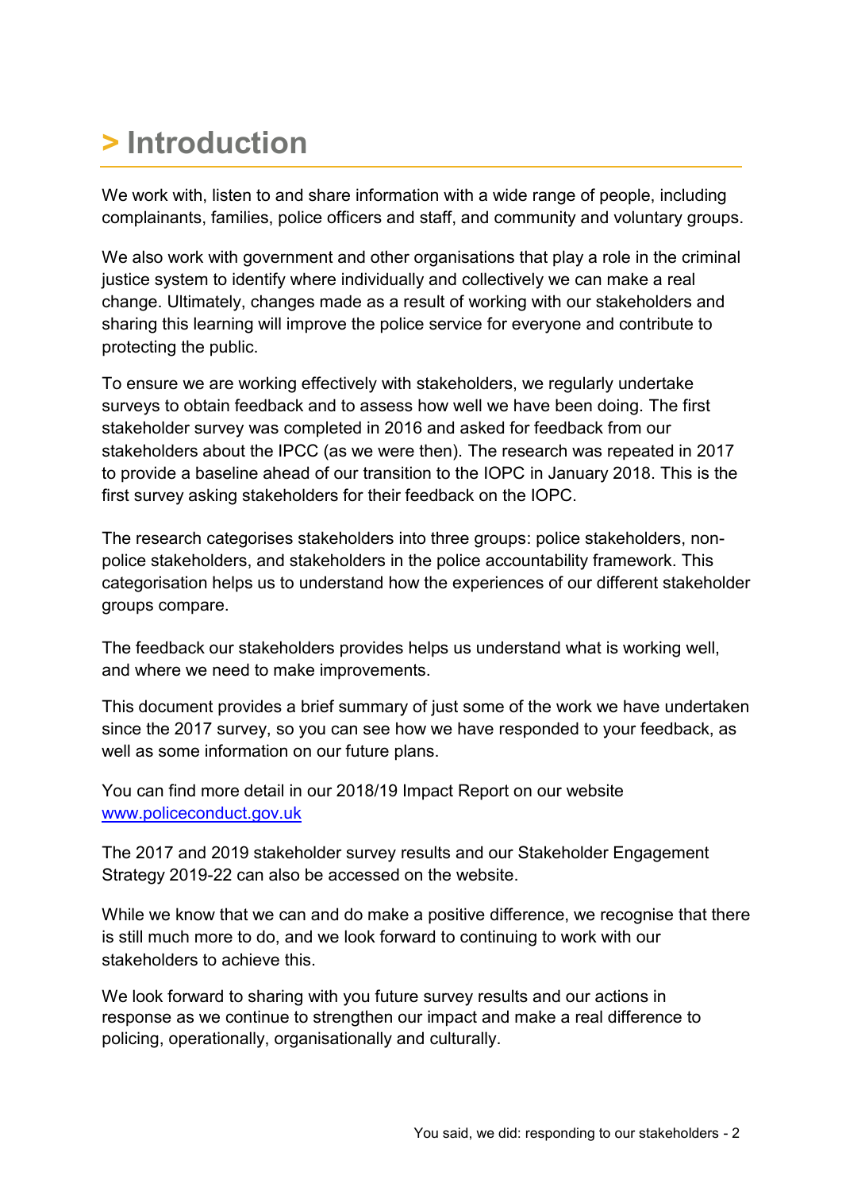# > Introduction

We work with, listen to and share information with a wide range of people, including complainants, families, police officers and staff, and community and voluntary groups.

We also work with government and other organisations that play a role in the criminal justice system to identify where individually and collectively we can make a real change. Ultimately, changes made as a result of working with our stakeholders and sharing this learning will improve the police service for everyone and contribute to protecting the public.

To ensure we are working effectively with stakeholders, we regularly undertake surveys to obtain feedback and to assess how well we have been doing. The first stakeholder survey was completed in 2016 and asked for feedback from our stakeholders about the IPCC (as we were then). The research was repeated in 2017 to provide a baseline ahead of our transition to the IOPC in January 2018. This is the first survey asking stakeholders for their feedback on the IOPC.

The research categorises stakeholders into three groups: police stakeholders, non-police stakeholders, and stakeholders in the police accountability framework. This categorisation helps us to understand how the experiences of our different stakeholder groups compare.

The feedback our stakeholders provides helps us understand what is working well, and where we need to make improvements.

This document provides a brief summary of just some of the work we have undertaken since the 2017 survey, so you can see how we have responded to your feedback, as well as some information on our future plans.

You can find more detail in our 2018/19 Impact Report on our website [www.policeconduct.gov.uk](http://www.policeconduct.gov.uk)

The 2017 and 2019 stakeholder survey results and our Stakeholder Engagement Strategy 2019-22 can also be accessed on the website.

While we know that we can and do make a positive difference, we recognise that there is still much more to do, and we look forward to continuing to work with our stakeholders to achieve this.

We look forward to sharing with you future survey results and our actions in response as we continue to strengthen our impact and make a real difference to policing, operationally, organisationally and culturally.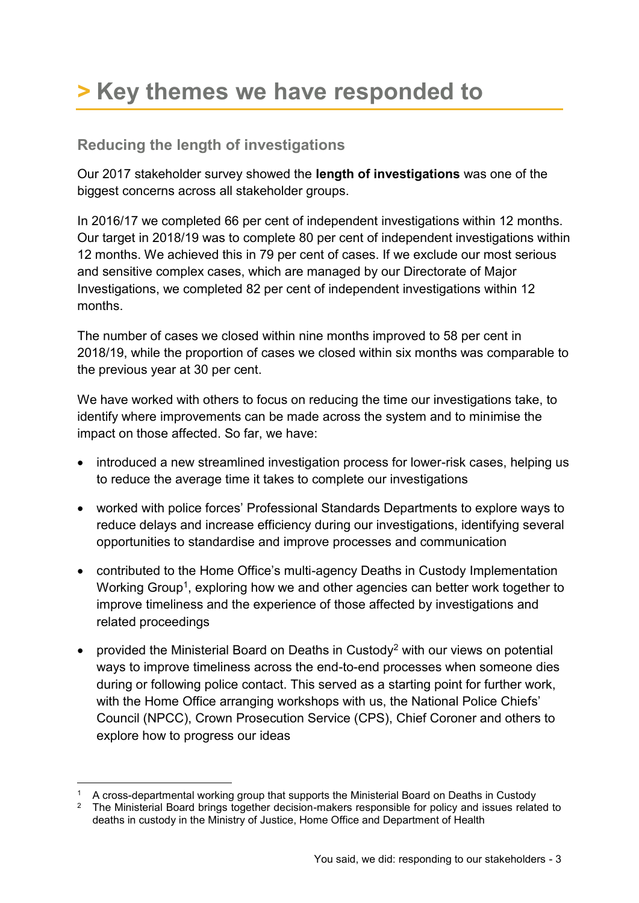# > Key themes we have responded to

## Reducing the length of investigations

Our 2017 stakeholder survey showed the **length of investigations** was one of the biggest concerns across all stakeholder groups.

In 2016/17 we completed 66 per cent of independent investigations within 12 months. Our target in 2018/19 was to complete 80 per cent of independent investigations within 12 months. We achieved this in 79 per cent of cases. If we exclude our most serious and sensitive complex cases, which are managed by our Directorate of Major Investigations, we completed 82 per cent of independent investigations within 12 months.

The number of cases we closed within nine months improved to 58 per cent in 2018/19, while the proportion of cases we closed within six months was comparable to the previous year at 30 per cent.

We have worked with others to focus on reducing the time our investigations take, to identify where improvements can be made across the system and to minimise the impact on those affected. So far, we have:

- introduced a new streamlined investigation process for lower-risk cases, helping us to reduce the average time it takes to complete our investigations
- worked with police forces' Professional Standards Departments to explore ways to reduce delays and increase efficiency during our investigations, identifying several opportunities to standardise and improve processes and communication
- contributed to the Home Office's multi-agency Deaths in Custody Implementation Working Group[1], exploring how we and other agencies can better work together to improve timeliness and the experience of those affected by investigations and related proceedings
- provided the Ministerial Board on Deaths in Custody[2] with our views on potential ways to improve timeliness across the end-to-end processes when someone dies during or following police contact. This served as a starting point for further work, with the Home Office arranging workshops with us, the National Police Chiefs' Council (NPCC), Crown Prosecution Service (CPS), Chief Coroner and others to explore how to progress our ideas

---

[1] A cross-departmental working group that supports the Ministerial Board on Deaths in Custody

[2] The Ministerial Board brings together decision-makers responsible for policy and issues related to deaths in custody in the Ministry of Justice, Home Office and Department of Health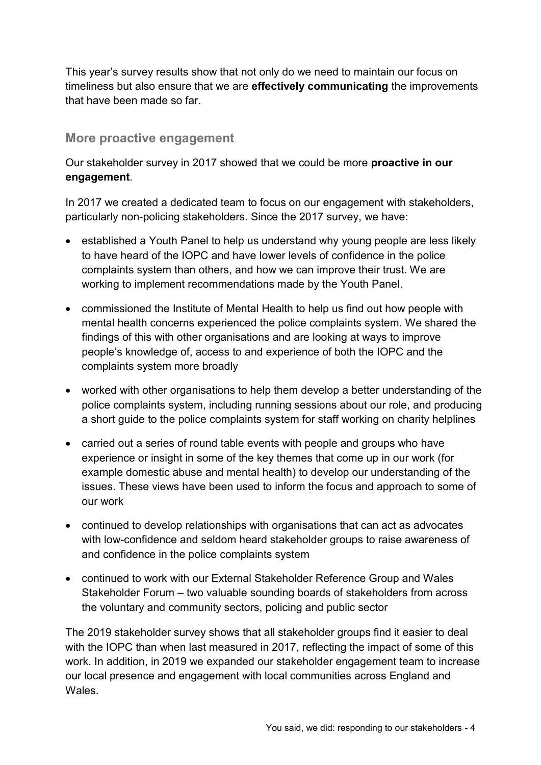This year's survey results show that not only do we need to maintain our focus on timeliness but also ensure that we are **effectively communicating** the improvements that have been made so far.

## More proactive engagement

Our stakeholder survey in 2017 showed that we could be more **proactive in our engagement**.

In 2017 we created a dedicated team to focus on our engagement with stakeholders, particularly non-policing stakeholders. Since the 2017 survey, we have:

- established a Youth Panel to help us understand why young people are less likely to have heard of the IOPC and have lower levels of confidence in the police complaints system than others, and how we can improve their trust. We are working to implement recommendations made by the Youth Panel.
- commissioned the Institute of Mental Health to help us find out how people with mental health concerns experienced the police complaints system. We shared the findings of this with other organisations and are looking at ways to improve people's knowledge of, access to and experience of both the IOPC and the complaints system more broadly
- worked with other organisations to help them develop a better understanding of the police complaints system, including running sessions about our role, and producing a short guide to the police complaints system for staff working on charity helplines
- carried out a series of round table events with people and groups who have experience or insight in some of the key themes that come up in our work (for example domestic abuse and mental health) to develop our understanding of the issues. These views have been used to inform the focus and approach to some of our work
- continued to develop relationships with organisations that can act as advocates with low-confidence and seldom heard stakeholder groups to raise awareness of and confidence in the police complaints system
- continued to work with our External Stakeholder Reference Group and Wales Stakeholder Forum – two valuable sounding boards of stakeholders from across the voluntary and community sectors, policing and public sector

The 2019 stakeholder survey shows that all stakeholder groups find it easier to deal with the IOPC than when last measured in 2017, reflecting the impact of some of this work. In addition, in 2019 we expanded our stakeholder engagement team to increase our local presence and engagement with local communities across England and Wales.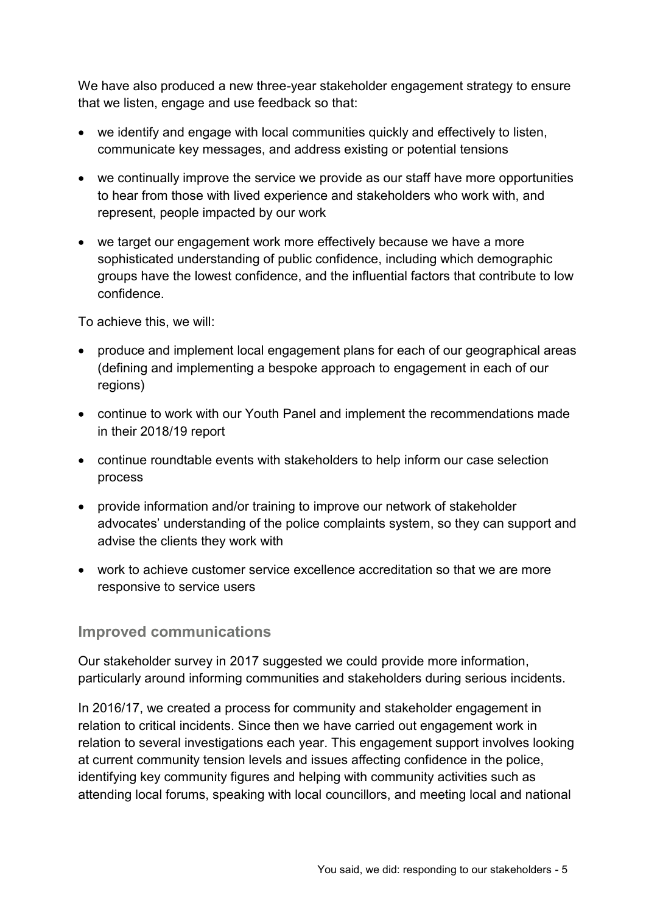We have also produced a new three-year stakeholder engagement strategy to ensure that we listen, engage and use feedback so that:

- we identify and engage with local communities quickly and effectively to listen, communicate key messages, and address existing or potential tensions
- we continually improve the service we provide as our staff have more opportunities to hear from those with lived experience and stakeholders who work with, and represent, people impacted by our work
- we target our engagement work more effectively because we have a more sophisticated understanding of public confidence, including which demographic groups have the lowest confidence, and the influential factors that contribute to low confidence.

To achieve this, we will:

- produce and implement local engagement plans for each of our geographical areas (defining and implementing a bespoke approach to engagement in each of our regions)
- continue to work with our Youth Panel and implement the recommendations made in their 2018/19 report
- continue roundtable events with stakeholders to help inform our case selection process
- provide information and/or training to improve our network of stakeholder advocates' understanding of the police complaints system, so they can support and advise the clients they work with
- work to achieve customer service excellence accreditation so that we are more responsive to service users

## Improved communications

Our stakeholder survey in 2017 suggested we could provide more information, particularly around informing communities and stakeholders during serious incidents.

In 2016/17, we created a process for community and stakeholder engagement in relation to critical incidents. Since then we have carried out engagement work in relation to several investigations each year. This engagement support involves looking at current community tension levels and issues affecting confidence in the police, identifying key community figures and helping with community activities such as attending local forums, speaking with local councillors, and meeting local and national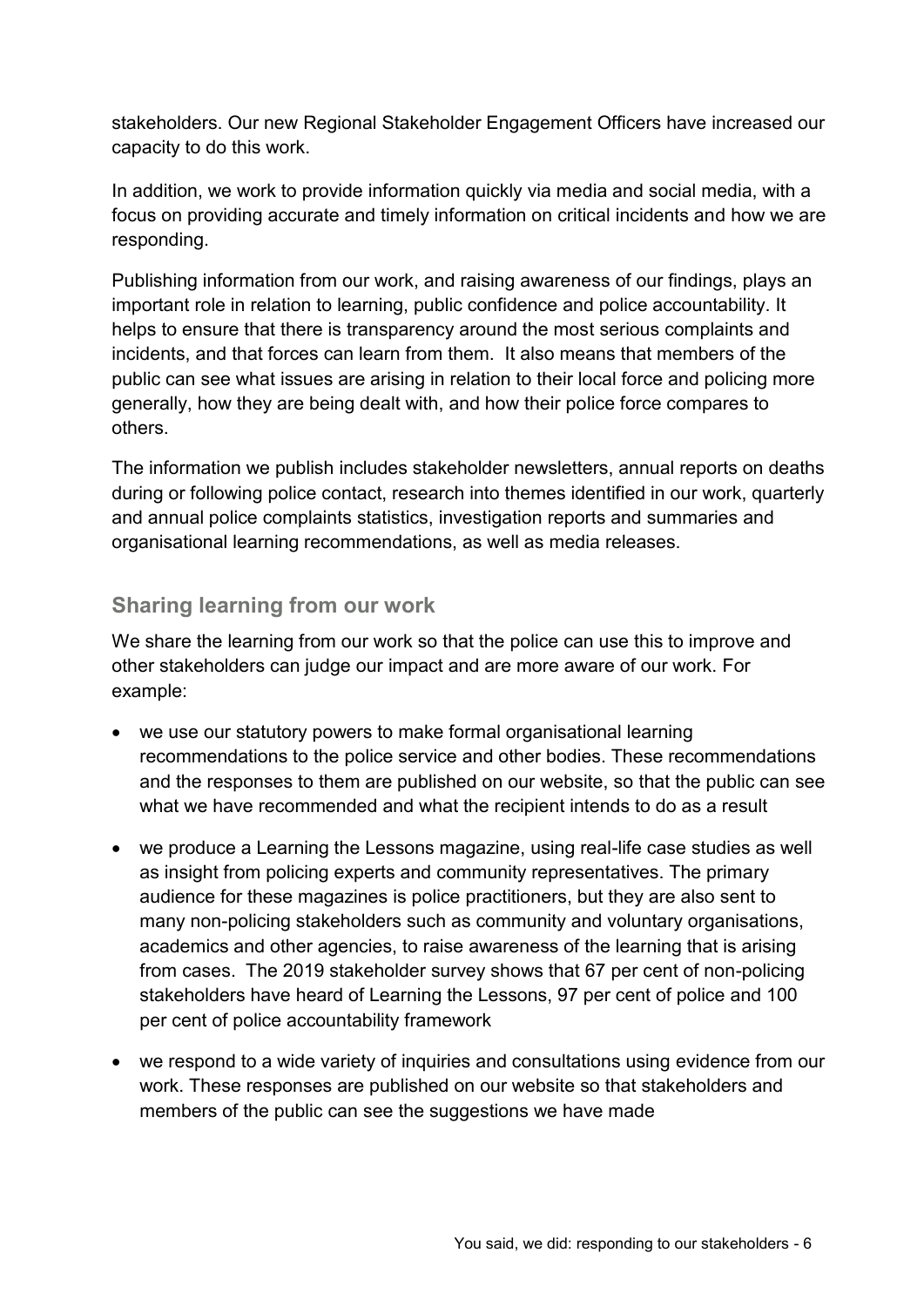stakeholders. Our new Regional Stakeholder Engagement Officers have increased our capacity to do this work.

In addition, we work to provide information quickly via media and social media, with a focus on providing accurate and timely information on critical incidents and how we are responding.

Publishing information from our work, and raising awareness of our findings, plays an important role in relation to learning, public confidence and police accountability. It helps to ensure that there is transparency around the most serious complaints and incidents, and that forces can learn from them. It also means that members of the public can see what issues are arising in relation to their local force and policing more generally, how they are being dealt with, and how their police force compares to others.

The information we publish includes stakeholder newsletters, annual reports on deaths during or following police contact, research into themes identified in our work, quarterly and annual police complaints statistics, investigation reports and summaries and organisational learning recommendations, as well as media releases.

## Sharing learning from our work

We share the learning from our work so that the police can use this to improve and other stakeholders can judge our impact and are more aware of our work. For example:

- we use our statutory powers to make formal organisational learning recommendations to the police service and other bodies. These recommendations and the responses to them are published on our website, so that the public can see what we have recommended and what the recipient intends to do as a result
- we produce a Learning the Lessons magazine, using real-life case studies as well as insight from policing experts and community representatives. The primary audience for these magazines is police practitioners, but they are also sent to many non-policing stakeholders such as community and voluntary organisations, academics and other agencies, to raise awareness of the learning that is arising from cases. The 2019 stakeholder survey shows that 67 per cent of non-policing stakeholders have heard of Learning the Lessons, 97 per cent of police and 100 per cent of police accountability framework
- we respond to a wide variety of inquiries and consultations using evidence from our work. These responses are published on our website so that stakeholders and members of the public can see the suggestions we have made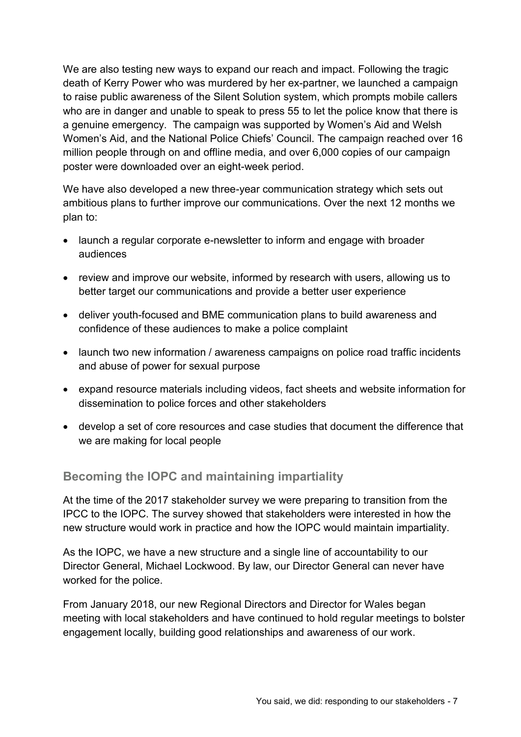We are also testing new ways to expand our reach and impact. Following the tragic death of Kerry Power who was murdered by her ex-partner, we launched a campaign to raise public awareness of the Silent Solution system, which prompts mobile callers who are in danger and unable to speak to press 55 to let the police know that there is a genuine emergency. The campaign was supported by Women's Aid and Welsh Women's Aid, and the National Police Chiefs' Council. The campaign reached over 16 million people through on and offline media, and over 6,000 copies of our campaign poster were downloaded over an eight-week period.

We have also developed a new three-year communication strategy which sets out ambitious plans to further improve our communications. Over the next 12 months we plan to:

- launch a regular corporate e-newsletter to inform and engage with broader audiences
- review and improve our website, informed by research with users, allowing us to better target our communications and provide a better user experience
- deliver youth-focused and BME communication plans to build awareness and confidence of these audiences to make a police complaint
- launch two new information / awareness campaigns on police road traffic incidents and abuse of power for sexual purpose
- expand resource materials including videos, fact sheets and website information for dissemination to police forces and other stakeholders
- develop a set of core resources and case studies that document the difference that we are making for local people

## Becoming the IOPC and maintaining impartiality

At the time of the 2017 stakeholder survey we were preparing to transition from the IPCC to the IOPC. The survey showed that stakeholders were interested in how the new structure would work in practice and how the IOPC would maintain impartiality.

As the IOPC, we have a new structure and a single line of accountability to our Director General, Michael Lockwood. By law, our Director General can never have worked for the police.

From January 2018, our new Regional Directors and Director for Wales began meeting with local stakeholders and have continued to hold regular meetings to bolster engagement locally, building good relationships and awareness of our work.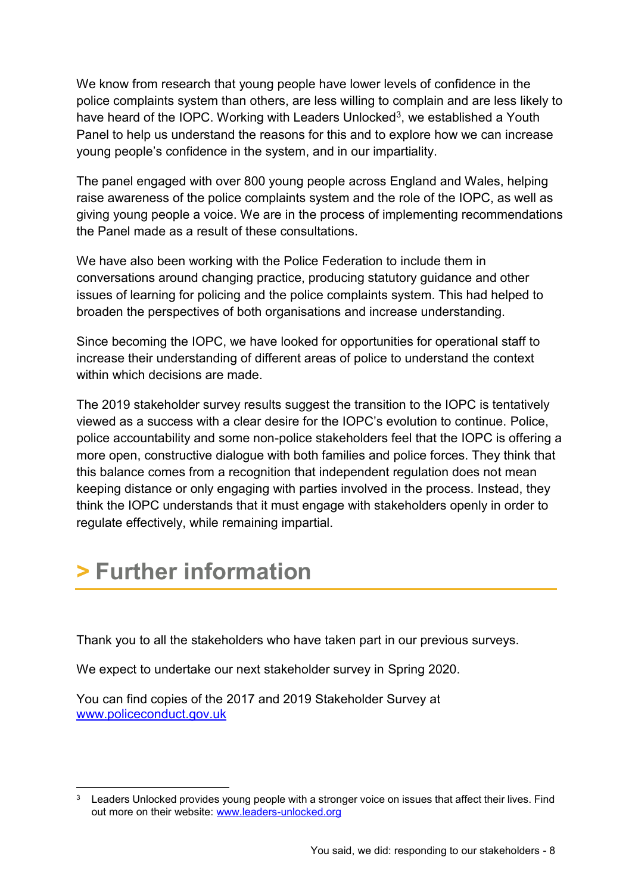We know from research that young people have lower levels of confidence in the police complaints system than others, are less willing to complain and are less likely to have heard of the IOPC. Working with Leaders Unlocked[3], we established a Youth Panel to help us understand the reasons for this and to explore how we can increase young people's confidence in the system, and in our impartiality.

The panel engaged with over 800 young people across England and Wales, helping raise awareness of the police complaints system and the role of the IOPC, as well as giving young people a voice. We are in the process of implementing recommendations the Panel made as a result of these consultations.

We have also been working with the Police Federation to include them in conversations around changing practice, producing statutory guidance and other issues of learning for policing and the police complaints system. This had helped to broaden the perspectives of both organisations and increase understanding.

Since becoming the IOPC, we have looked for opportunities for operational staff to increase their understanding of different areas of police to understand the context within which decisions are made.

The 2019 stakeholder survey results suggest the transition to the IOPC is tentatively viewed as a success with a clear desire for the IOPC's evolution to continue. Police, police accountability and some non-police stakeholders feel that the IOPC is offering a more open, constructive dialogue with both families and police forces. They think that this balance comes from a recognition that independent regulation does not mean keeping distance or only engaging with parties involved in the process. Instead, they think the IOPC understands that it must engage with stakeholders openly in order to regulate effectively, while remaining impartial.

# > Further information

Thank you to all the stakeholders who have taken part in our previous surveys.

We expect to undertake our next stakeholder survey in Spring 2020.

You can find copies of the 2017 and 2019 Stakeholder Survey at [www.policeconduct.gov.uk](http://www.policeconduct.gov.uk)

[3] Leaders Unlocked provides young people with a stronger voice on issues that affect their lives. Find out more on their website: [www.leaders-unlocked.org](http://www.leaders-unlocked.org)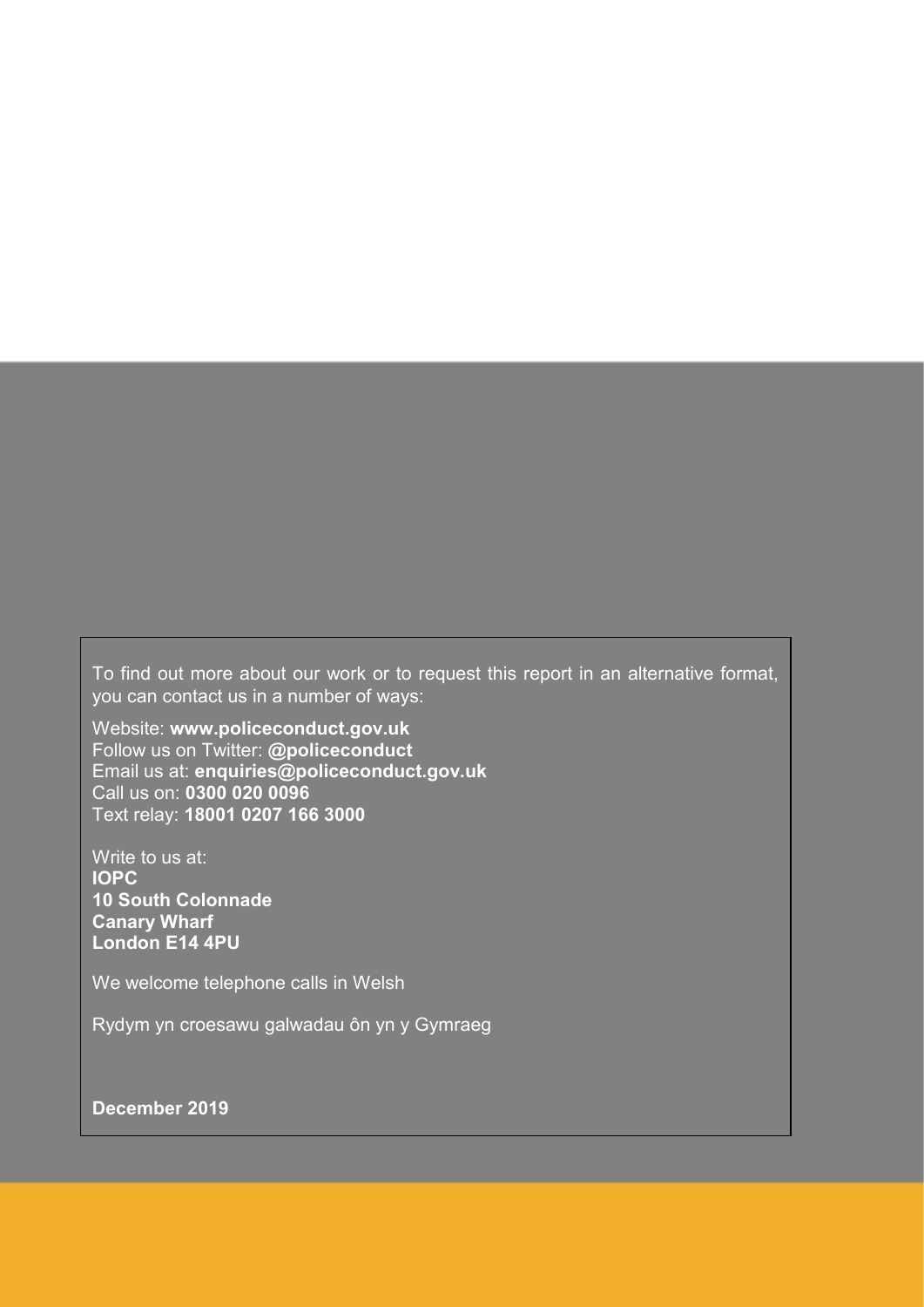To find out more about our work or to request this report in an alternative format, you can contact us in a number of ways:

Website: **www.policeconduct.gov.uk**
Follow us on Twitter: **@policeconduct**
Email us at: **enquiries@policeconduct.gov.uk**
Call us on: **0300 020 0096**
Text relay: **18001 0207 166 3000**

Write to us at:
**IOPC**
**10 South Colonnade**
**Canary Wharf**
**London E14 4PU**

We welcome telephone calls in Welsh

Rydym yn croesawu galwadau ôn yn y Gymraeg

**December 2019**